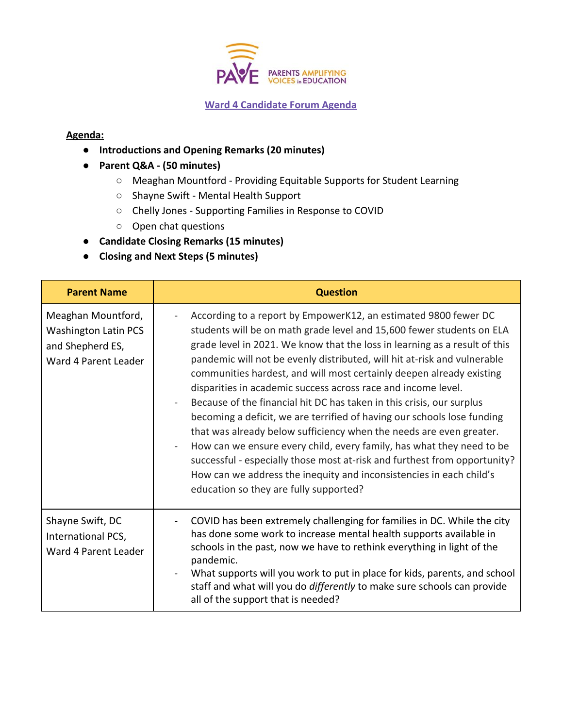PAVE PARENTS AMPLIFYING VOICES in EDUCATION

# Ward 4 Candidate Forum Agenda

**Agenda:**

- **Introductions and Opening Remarks (20 minutes)**
- **Parent Q&A - (50 minutes)**
  - Meaghan Mountford - Providing Equitable Supports for Student Learning
  - Shayne Swift - Mental Health Support
  - Chelly Jones - Supporting Families in Response to COVID
  - Open chat questions
- **Candidate Closing Remarks (15 minutes)**
- **Closing and Next Steps (5 minutes)**

| Parent Name | Question |
| --- | --- |
| Meaghan Mountford, Washington Latin PCS and Shepherd ES, Ward 4 Parent Leader | - According to a report by EmpowerK12, an estimated 9800 fewer DC students will be on math grade level and 15,600 fewer students on ELA grade level in 2021. We know that the loss in learning as a result of this pandemic will not be evenly distributed, will hit at-risk and vulnerable communities hardest, and will most certainly deepen already existing disparities in academic success across race and income level.<br>- Because of the financial hit DC has taken in this crisis, our surplus becoming a deficit, we are terrified of having our schools lose funding that was already below sufficiency when the needs are even greater.<br>- How can we ensure every child, every family, has what they need to be successful - especially those most at-risk and furthest from opportunity? How can we address the inequity and inconsistencies in each child's education so they are fully supported? |
| Shayne Swift, DC International PCS, Ward 4 Parent Leader | - COVID has been extremely challenging for families in DC. While the city has done some work to increase mental health supports available in schools in the past, now we have to rethink everything in light of the pandemic.<br>- What supports will you work to put in place for kids, parents, and school staff and what will you do *differently* to make sure schools can provide all of the support that is needed? |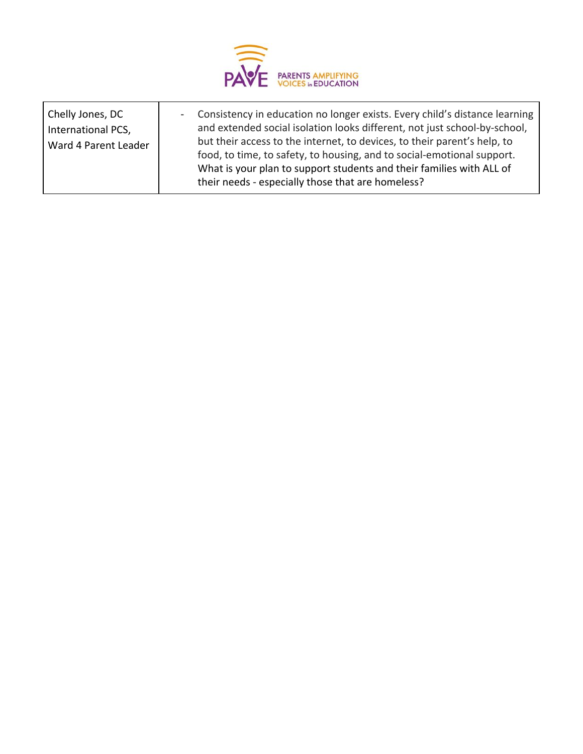| | |
|---|---|
| Chelly Jones, DC International PCS, Ward 4 Parent Leader | - Consistency in education no longer exists. Every child's distance learning and extended social isolation looks different, not just school-by-school, but their access to the internet, to devices, to their parent's help, to food, to time, to safety, to housing, and to social-emotional support. What is your plan to support students and their families with ALL of their needs - especially those that are homeless? |